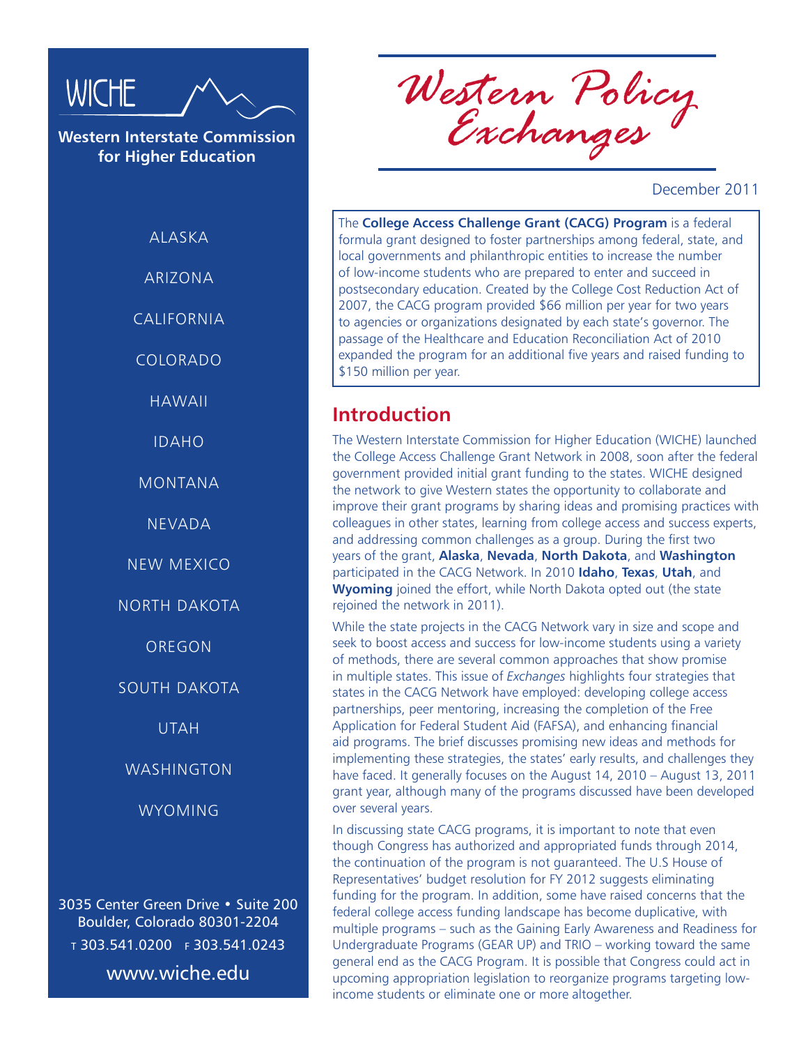WICHE

**Western Interstate Commission for Higher Education**

ALASKA

ARIZONA

CALIFORNIA

COLORADO

HAWAII

IDAHO

MONTANA

NEVADA

NEW MEXICO

NORTH DAKOTA

OREGON

SOUTH DAKOTA

UTAH

WASHINGTON

WYOMING

3035 Center Green Drive • Suite 200
Boulder, Colorado 80301-2204
T 303.541.0200 F 303.541.0243

www.wiche.edu

# Western Policy Exchanges

December 2011

The **College Access Challenge Grant (CACG) Program** is a federal formula grant designed to foster partnerships among federal, state, and local governments and philanthropic entities to increase the number of low-income students who are prepared to enter and succeed in postsecondary education. Created by the College Cost Reduction Act of 2007, the CACG program provided $66 million per year for two years to agencies or organizations designated by each state's governor. The passage of the Healthcare and Education Reconciliation Act of 2010 expanded the program for an additional five years and raised funding to $150 million per year.

## Introduction

The Western Interstate Commission for Higher Education (WICHE) launched the College Access Challenge Grant Network in 2008, soon after the federal government provided initial grant funding to the states. WICHE designed the network to give Western states the opportunity to collaborate and improve their grant programs by sharing ideas and promising practices with colleagues in other states, learning from college access and success experts, and addressing common challenges as a group. During the first two years of the grant, **Alaska**, **Nevada**, **North Dakota**, and **Washington** participated in the CACG Network. In 2010 **Idaho**, **Texas**, **Utah**, and **Wyoming** joined the effort, while North Dakota opted out (the state rejoined the network in 2011).

While the state projects in the CACG Network vary in size and scope and seek to boost access and success for low-income students using a variety of methods, there are several common approaches that show promise in multiple states. This issue of *Exchanges* highlights four strategies that states in the CACG Network have employed: developing college access partnerships, peer mentoring, increasing the completion of the Free Application for Federal Student Aid (FAFSA), and enhancing financial aid programs. The brief discusses promising new ideas and methods for implementing these strategies, the states' early results, and challenges they have faced. It generally focuses on the August 14, 2010 – August 13, 2011 grant year, although many of the programs discussed have been developed over several years.

In discussing state CACG programs, it is important to note that even though Congress has authorized and appropriated funds through 2014, the continuation of the program is not guaranteed. The U.S House of Representatives' budget resolution for FY 2012 suggests eliminating funding for the program. In addition, some have raised concerns that the federal college access funding landscape has become duplicative, with multiple programs – such as the Gaining Early Awareness and Readiness for Undergraduate Programs (GEAR UP) and TRIO – working toward the same general end as the CACG Program. It is possible that Congress could act in upcoming appropriation legislation to reorganize programs targeting low-income students or eliminate one or more altogether.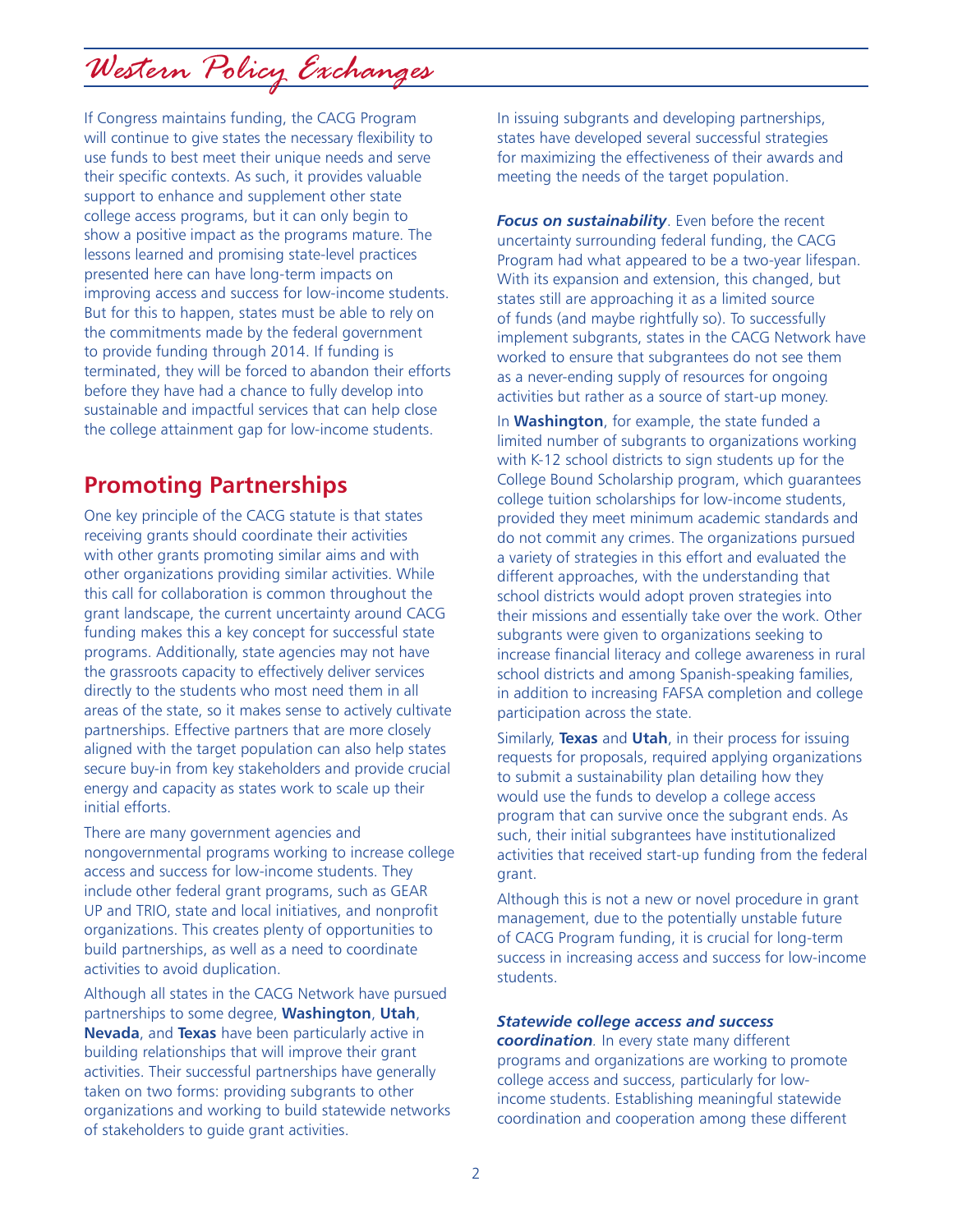If Congress maintains funding, the CACG Program will continue to give states the necessary flexibility to use funds to best meet their unique needs and serve their specific contexts. As such, it provides valuable support to enhance and supplement other state college access programs, but it can only begin to show a positive impact as the programs mature. The lessons learned and promising state-level practices presented here can have long-term impacts on improving access and success for low-income students. But for this to happen, states must be able to rely on the commitments made by the federal government to provide funding through 2014. If funding is terminated, they will be forced to abandon their efforts before they have had a chance to fully develop into sustainable and impactful services that can help close the college attainment gap for low-income students.

## Promoting Partnerships

One key principle of the CACG statute is that states receiving grants should coordinate their activities with other grants promoting similar aims and with other organizations providing similar activities. While this call for collaboration is common throughout the grant landscape, the current uncertainty around CACG funding makes this a key concept for successful state programs. Additionally, state agencies may not have the grassroots capacity to effectively deliver services directly to the students who most need them in all areas of the state, so it makes sense to actively cultivate partnerships. Effective partners that are more closely aligned with the target population can also help states secure buy-in from key stakeholders and provide crucial energy and capacity as states work to scale up their initial efforts.

There are many government agencies and nongovernmental programs working to increase college access and success for low-income students. They include other federal grant programs, such as GEAR UP and TRIO, state and local initiatives, and nonprofit organizations. This creates plenty of opportunities to build partnerships, as well as a need to coordinate activities to avoid duplication.

Although all states in the CACG Network have pursued partnerships to some degree, **Washington**, **Utah**, **Nevada**, and **Texas** have been particularly active in building relationships that will improve their grant activities. Their successful partnerships have generally taken on two forms: providing subgrants to other organizations and working to build statewide networks of stakeholders to guide grant activities.

In issuing subgrants and developing partnerships, states have developed several successful strategies for maximizing the effectiveness of their awards and meeting the needs of the target population.

***Focus on sustainability***. Even before the recent uncertainty surrounding federal funding, the CACG Program had what appeared to be a two-year lifespan. With its expansion and extension, this changed, but states still are approaching it as a limited source of funds (and maybe rightfully so). To successfully implement subgrants, states in the CACG Network have worked to ensure that subgrantees do not see them as a never-ending supply of resources for ongoing activities but rather as a source of start-up money.

In **Washington**, for example, the state funded a limited number of subgrants to organizations working with K-12 school districts to sign students up for the College Bound Scholarship program, which guarantees college tuition scholarships for low-income students, provided they meet minimum academic standards and do not commit any crimes. The organizations pursued a variety of strategies in this effort and evaluated the different approaches, with the understanding that school districts would adopt proven strategies into their missions and essentially take over the work. Other subgrants were given to organizations seeking to increase financial literacy and college awareness in rural school districts and among Spanish-speaking families, in addition to increasing FAFSA completion and college participation across the state.

Similarly, **Texas** and **Utah**, in their process for issuing requests for proposals, required applying organizations to submit a sustainability plan detailing how they would use the funds to develop a college access program that can survive once the subgrant ends. As such, their initial subgrantees have institutionalized activities that received start-up funding from the federal grant.

Although this is not a new or novel procedure in grant management, due to the potentially unstable future of CACG Program funding, it is crucial for long-term success in increasing access and success for low-income students.

***Statewide college access and success coordination***. In every state many different programs and organizations are working to promote college access and success, particularly for low-income students. Establishing meaningful statewide coordination and cooperation among these different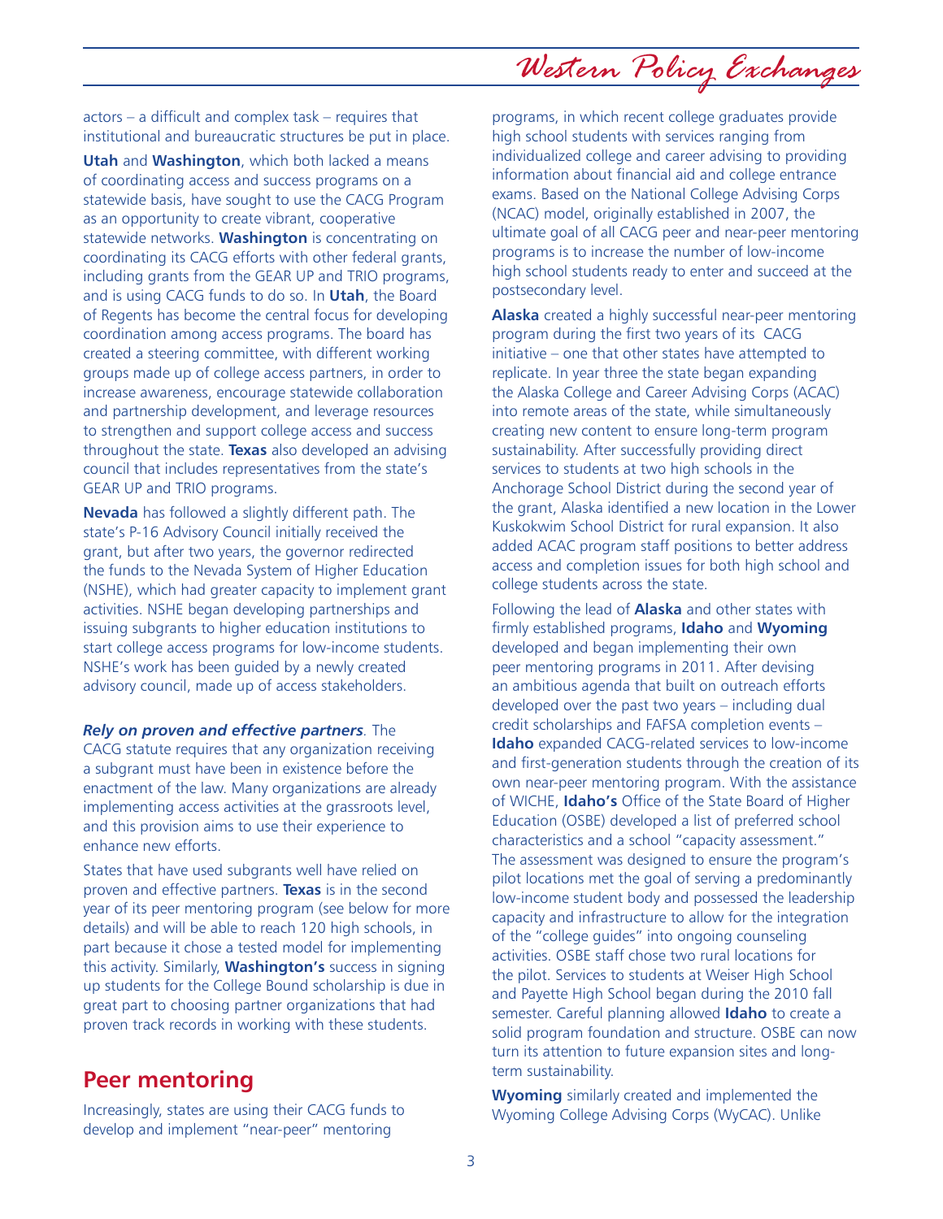actors – a difficult and complex task – requires that institutional and bureaucratic structures be put in place.

**Utah** and **Washington**, which both lacked a means of coordinating access and success programs on a statewide basis, have sought to use the CACG Program as an opportunity to create vibrant, cooperative statewide networks. **Washington** is concentrating on coordinating its CACG efforts with other federal grants, including grants from the GEAR UP and TRIO programs, and is using CACG funds to do so. In **Utah**, the Board of Regents has become the central focus for developing coordination among access programs. The board has created a steering committee, with different working groups made up of college access partners, in order to increase awareness, encourage statewide collaboration and partnership development, and leverage resources to strengthen and support college access and success throughout the state. **Texas** also developed an advising council that includes representatives from the state's GEAR UP and TRIO programs.

**Nevada** has followed a slightly different path. The state's P-16 Advisory Council initially received the grant, but after two years, the governor redirected the funds to the Nevada System of Higher Education (NSHE), which had greater capacity to implement grant activities. NSHE began developing partnerships and issuing subgrants to higher education institutions to start college access programs for low-income students. NSHE's work has been guided by a newly created advisory council, made up of access stakeholders.

***Rely on proven and effective partners***. The CACG statute requires that any organization receiving a subgrant must have been in existence before the enactment of the law. Many organizations are already implementing access activities at the grassroots level, and this provision aims to use their experience to enhance new efforts.

States that have used subgrants well have relied on proven and effective partners. **Texas** is in the second year of its peer mentoring program (see below for more details) and will be able to reach 120 high schools, in part because it chose a tested model for implementing this activity. Similarly, **Washington's** success in signing up students for the College Bound scholarship is due in great part to choosing partner organizations that had proven track records in working with these students.

## Peer mentoring

Increasingly, states are using their CACG funds to develop and implement "near-peer" mentoring programs, in which recent college graduates provide high school students with services ranging from individualized college and career advising to providing information about financial aid and college entrance exams. Based on the National College Advising Corps (NCAC) model, originally established in 2007, the ultimate goal of all CACG peer and near-peer mentoring programs is to increase the number of low-income high school students ready to enter and succeed at the postsecondary level.

**Alaska** created a highly successful near-peer mentoring program during the first two years of its CACG initiative – one that other states have attempted to replicate. In year three the state began expanding the Alaska College and Career Advising Corps (ACAC) into remote areas of the state, while simultaneously creating new content to ensure long-term program sustainability. After successfully providing direct services to students at two high schools in the Anchorage School District during the second year of the grant, Alaska identified a new location in the Lower Kuskokwim School District for rural expansion. It also added ACAC program staff positions to better address access and completion issues for both high school and college students across the state.

Following the lead of **Alaska** and other states with firmly established programs, **Idaho** and **Wyoming** developed and began implementing their own peer mentoring programs in 2011. After devising an ambitious agenda that built on outreach efforts developed over the past two years – including dual credit scholarships and FAFSA completion events – **Idaho** expanded CACG-related services to low-income and first-generation students through the creation of its own near-peer mentoring program. With the assistance of WICHE, **Idaho's** Office of the State Board of Higher Education (OSBE) developed a list of preferred school characteristics and a school "capacity assessment." The assessment was designed to ensure the program's pilot locations met the goal of serving a predominantly low-income student body and possessed the leadership capacity and infrastructure to allow for the integration of the "college guides" into ongoing counseling activities. OSBE staff chose two rural locations for the pilot. Services to students at Weiser High School and Payette High School began during the 2010 fall semester. Careful planning allowed **Idaho** to create a solid program foundation and structure. OSBE can now turn its attention to future expansion sites and long-term sustainability.

**Wyoming** similarly created and implemented the Wyoming College Advising Corps (WyCAC). Unlike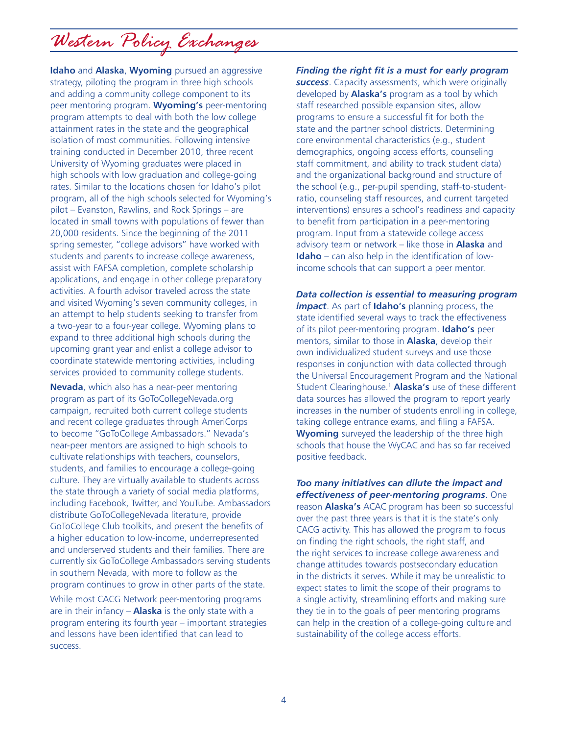**Idaho** and **Alaska**, **Wyoming** pursued an aggressive strategy, piloting the program in three high schools and adding a community college component to its peer mentoring program. **Wyoming's** peer-mentoring program attempts to deal with both the low college attainment rates in the state and the geographical isolation of most communities. Following intensive training conducted in December 2010, three recent University of Wyoming graduates were placed in high schools with low graduation and college-going rates. Similar to the locations chosen for Idaho's pilot program, all of the high schools selected for Wyoming's pilot – Evanston, Rawlins, and Rock Springs – are located in small towns with populations of fewer than 20,000 residents. Since the beginning of the 2011 spring semester, "college advisors" have worked with students and parents to increase college awareness, assist with FAFSA completion, complete scholarship applications, and engage in other college preparatory activities. A fourth advisor traveled across the state and visited Wyoming's seven community colleges, in an attempt to help students seeking to transfer from a two-year to a four-year college. Wyoming plans to expand to three additional high schools during the upcoming grant year and enlist a college advisor to coordinate statewide mentoring activities, including services provided to community college students.

**Nevada**, which also has a near-peer mentoring program as part of its GoToCollegeNevada.org campaign, recruited both current college students and recent college graduates through AmeriCorps to become "GoToCollege Ambassadors." Nevada's near-peer mentors are assigned to high schools to cultivate relationships with teachers, counselors, students, and families to encourage a college-going culture. They are virtually available to students across the state through a variety of social media platforms, including Facebook, Twitter, and YouTube. Ambassadors distribute GoToCollegeNevada literature, provide GoToCollege Club toolkits, and present the benefits of a higher education to low-income, underrepresented and underserved students and their families. There are currently six GoToCollege Ambassadors serving students in southern Nevada, with more to follow as the program continues to grow in other parts of the state.

While most CACG Network peer-mentoring programs are in their infancy – **Alaska** is the only state with a program entering its fourth year – important strategies and lessons have been identified that can lead to success.

***Finding the right fit is a must for early program success***. Capacity assessments, which were originally developed by **Alaska's** program as a tool by which staff researched possible expansion sites, allow programs to ensure a successful fit for both the state and the partner school districts. Determining core environmental characteristics (e.g., student demographics, ongoing access efforts, counseling staff commitment, and ability to track student data) and the organizational background and structure of the school (e.g., per-pupil spending, staff-to-student-ratio, counseling staff resources, and current targeted interventions) ensures a school's readiness and capacity to benefit from participation in a peer-mentoring program. Input from a statewide college access advisory team or network – like those in **Alaska** and **Idaho** – can also help in the identification of low-income schools that can support a peer mentor.

***Data collection is essential to measuring program impact***. As part of **Idaho's** planning process, the state identified several ways to track the effectiveness of its pilot peer-mentoring program. **Idaho's** peer mentors, similar to those in **Alaska**, develop their own individualized student surveys and use those responses in conjunction with data collected through the Universal Encouragement Program and the National Student Clearinghouse.[1] **Alaska's** use of these different data sources has allowed the program to report yearly increases in the number of students enrolling in college, taking college entrance exams, and filing a FAFSA. **Wyoming** surveyed the leadership of the three high schools that house the WyCAC and has so far received positive feedback.

***Too many initiatives can dilute the impact and effectiveness of peer-mentoring programs***. One reason **Alaska's** ACAC program has been so successful over the past three years is that it is the state's only CACG activity. This has allowed the program to focus on finding the right schools, the right staff, and the right services to increase college awareness and change attitudes towards postsecondary education in the districts it serves. While it may be unrealistic to expect states to limit the scope of their programs to a single activity, streamlining efforts and making sure they tie in to the goals of peer mentoring programs can help in the creation of a college-going culture and sustainability of the college access efforts.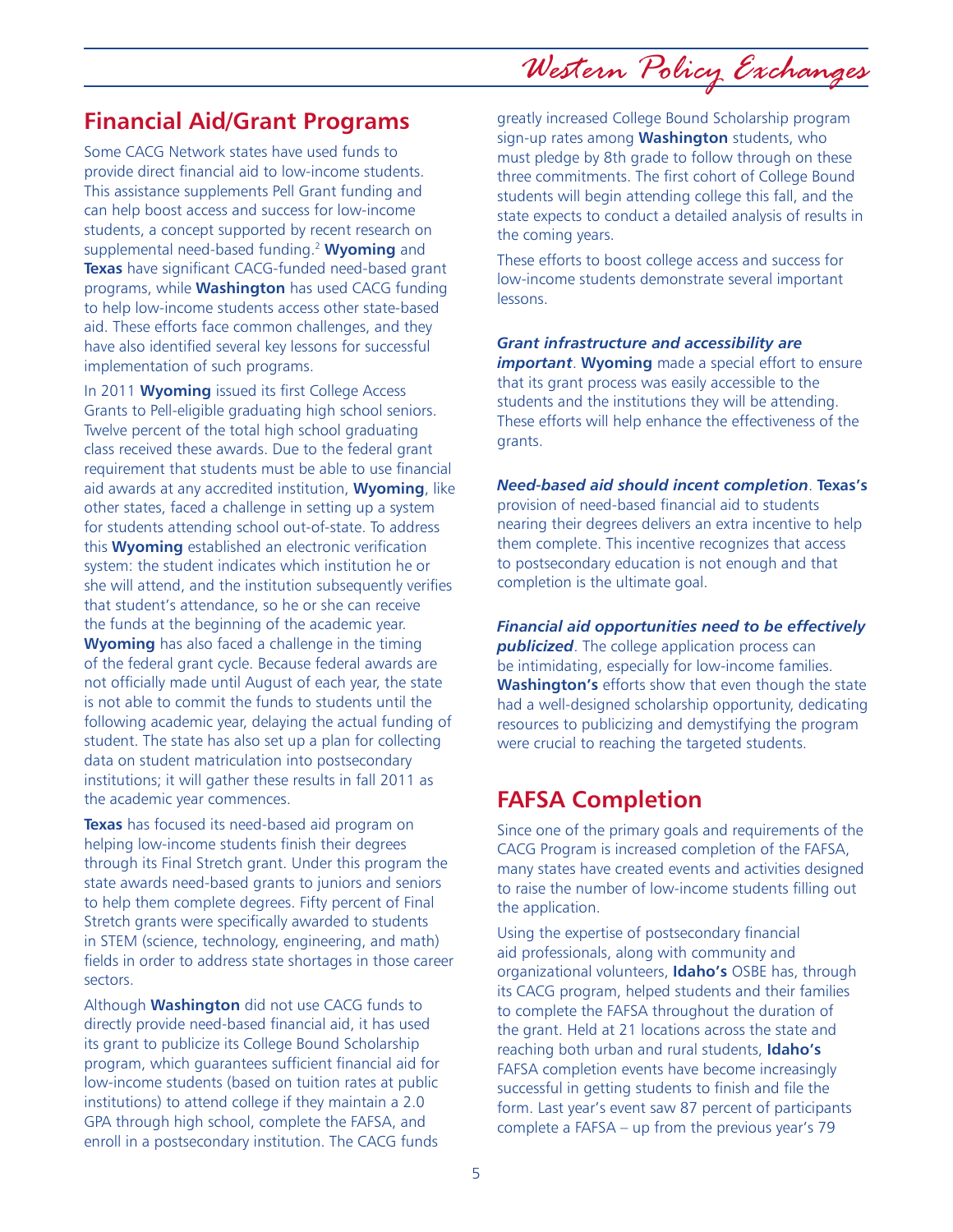## Financial Aid/Grant Programs

Some CACG Network states have used funds to provide direct financial aid to low-income students. This assistance supplements Pell Grant funding and can help boost access and success for low-income students, a concept supported by recent research on supplemental need-based funding.[2] **Wyoming** and **Texas** have significant CACG-funded need-based grant programs, while **Washington** has used CACG funding to help low-income students access other state-based aid. These efforts face common challenges, and they have also identified several key lessons for successful implementation of such programs.

In 2011 **Wyoming** issued its first College Access Grants to Pell-eligible graduating high school seniors. Twelve percent of the total high school graduating class received these awards. Due to the federal grant requirement that students must be able to use financial aid awards at any accredited institution, **Wyoming**, like other states, faced a challenge in setting up a system for students attending school out-of-state. To address this **Wyoming** established an electronic verification system: the student indicates which institution he or she will attend, and the institution subsequently verifies that student's attendance, so he or she can receive the funds at the beginning of the academic year. **Wyoming** has also faced a challenge in the timing of the federal grant cycle. Because federal awards are not officially made until August of each year, the state is not able to commit the funds to students until the following academic year, delaying the actual funding of student. The state has also set up a plan for collecting data on student matriculation into postsecondary institutions; it will gather these results in fall 2011 as the academic year commences.

**Texas** has focused its need-based aid program on helping low-income students finish their degrees through its Final Stretch grant. Under this program the state awards need-based grants to juniors and seniors to help them complete degrees. Fifty percent of Final Stretch grants were specifically awarded to students in STEM (science, technology, engineering, and math) fields in order to address state shortages in those career sectors.

Although **Washington** did not use CACG funds to directly provide need-based financial aid, it has used its grant to publicize its College Bound Scholarship program, which guarantees sufficient financial aid for low-income students (based on tuition rates at public institutions) to attend college if they maintain a 2.0 GPA through high school, complete the FAFSA, and enroll in a postsecondary institution. The CACG funds greatly increased College Bound Scholarship program sign-up rates among **Washington** students, who must pledge by 8th grade to follow through on these three commitments. The first cohort of College Bound students will begin attending college this fall, and the state expects to conduct a detailed analysis of results in the coming years.

These efforts to boost college access and success for low-income students demonstrate several important lessons.

***Grant infrastructure and accessibility are important***. **Wyoming** made a special effort to ensure that its grant process was easily accessible to the students and the institutions they will be attending. These efforts will help enhance the effectiveness of the grants.

***Need-based aid should incent completion***. **Texas's** provision of need-based financial aid to students nearing their degrees delivers an extra incentive to help them complete. This incentive recognizes that access to postsecondary education is not enough and that completion is the ultimate goal.

***Financial aid opportunities need to be effectively publicized***. The college application process can be intimidating, especially for low-income families. **Washington's** efforts show that even though the state had a well-designed scholarship opportunity, dedicating resources to publicizing and demystifying the program were crucial to reaching the targeted students.

## FAFSA Completion

Since one of the primary goals and requirements of the CACG Program is increased completion of the FAFSA, many states have created events and activities designed to raise the number of low-income students filling out the application.

Using the expertise of postsecondary financial aid professionals, along with community and organizational volunteers, **Idaho's** OSBE has, through its CACG program, helped students and their families to complete the FAFSA throughout the duration of the grant. Held at 21 locations across the state and reaching both urban and rural students, **Idaho's** FAFSA completion events have become increasingly successful in getting students to finish and file the form. Last year's event saw 87 percent of participants complete a FAFSA – up from the previous year's 79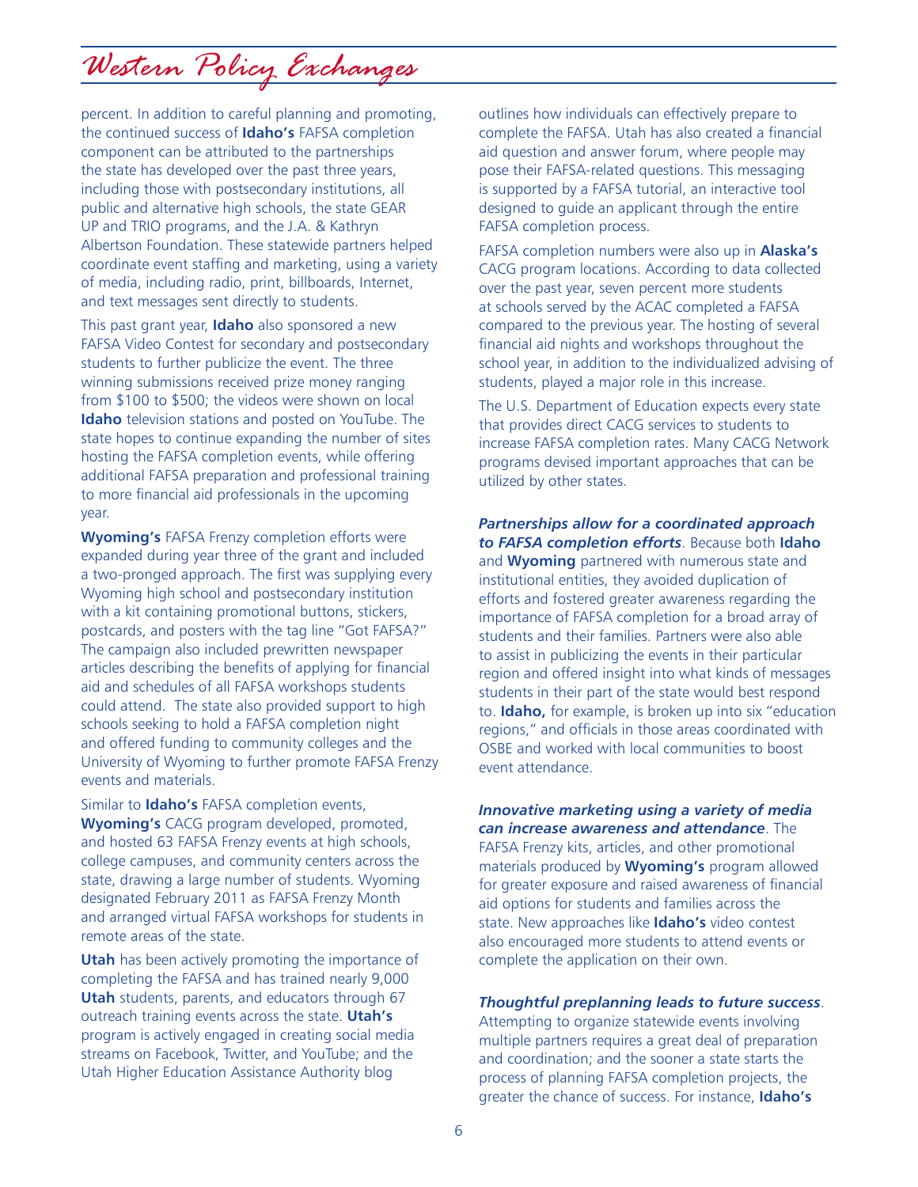percent. In addition to careful planning and promoting, the continued success of **Idaho's** FAFSA completion component can be attributed to the partnerships the state has developed over the past three years, including those with postsecondary institutions, all public and alternative high schools, the state GEAR UP and TRIO programs, and the J.A. & Kathryn Albertson Foundation. These statewide partners helped coordinate event staffing and marketing, using a variety of media, including radio, print, billboards, Internet, and text messages sent directly to students.

This past grant year, **Idaho** also sponsored a new FAFSA Video Contest for secondary and postsecondary students to further publicize the event. The three winning submissions received prize money ranging from $100 to $500; the videos were shown on local **Idaho** television stations and posted on YouTube. The state hopes to continue expanding the number of sites hosting the FAFSA completion events, while offering additional FAFSA preparation and professional training to more financial aid professionals in the upcoming year.

**Wyoming's** FAFSA Frenzy completion efforts were expanded during year three of the grant and included a two-pronged approach. The first was supplying every Wyoming high school and postsecondary institution with a kit containing promotional buttons, stickers, postcards, and posters with the tag line "Got FAFSA?" The campaign also included prewritten newspaper articles describing the benefits of applying for financial aid and schedules of all FAFSA workshops students could attend. The state also provided support to high schools seeking to hold a FAFSA completion night and offered funding to community colleges and the University of Wyoming to further promote FAFSA Frenzy events and materials.

Similar to **Idaho's** FAFSA completion events, **Wyoming's** CACG program developed, promoted, and hosted 63 FAFSA Frenzy events at high schools, college campuses, and community centers across the state, drawing a large number of students. Wyoming designated February 2011 as FAFSA Frenzy Month and arranged virtual FAFSA workshops for students in remote areas of the state.

**Utah** has been actively promoting the importance of completing the FAFSA and has trained nearly 9,000 **Utah** students, parents, and educators through 67 outreach training events across the state. **Utah's** program is actively engaged in creating social media streams on Facebook, Twitter, and YouTube; and the Utah Higher Education Assistance Authority blog outlines how individuals can effectively prepare to complete the FAFSA. Utah has also created a financial aid question and answer forum, where people may pose their FAFSA-related questions. This messaging is supported by a FAFSA tutorial, an interactive tool designed to guide an applicant through the entire FAFSA completion process.

FAFSA completion numbers were also up in **Alaska's** CACG program locations. According to data collected over the past year, seven percent more students at schools served by the ACAC completed a FAFSA compared to the previous year. The hosting of several financial aid nights and workshops throughout the school year, in addition to the individualized advising of students, played a major role in this increase.

The U.S. Department of Education expects every state that provides direct CACG services to students to increase FAFSA completion rates. Many CACG Network programs devised important approaches that can be utilized by other states.

***Partnerships allow for a coordinated approach to FAFSA completion efforts***. Because both **Idaho** and **Wyoming** partnered with numerous state and institutional entities, they avoided duplication of efforts and fostered greater awareness regarding the importance of FAFSA completion for a broad array of students and their families. Partners were also able to assist in publicizing the events in their particular region and offered insight into what kinds of messages students in their part of the state would best respond to. **Idaho,** for example, is broken up into six "education regions," and officials in those areas coordinated with OSBE and worked with local communities to boost event attendance.

***Innovative marketing using a variety of media can increase awareness and attendance***. The FAFSA Frenzy kits, articles, and other promotional materials produced by **Wyoming's** program allowed for greater exposure and raised awareness of financial aid options for students and families across the state. New approaches like **Idaho's** video contest also encouraged more students to attend events or complete the application on their own.

***Thoughtful preplanning leads to future success***. Attempting to organize statewide events involving multiple partners requires a great deal of preparation and coordination; and the sooner a state starts the process of planning FAFSA completion projects, the greater the chance of success. For instance, **Idaho's**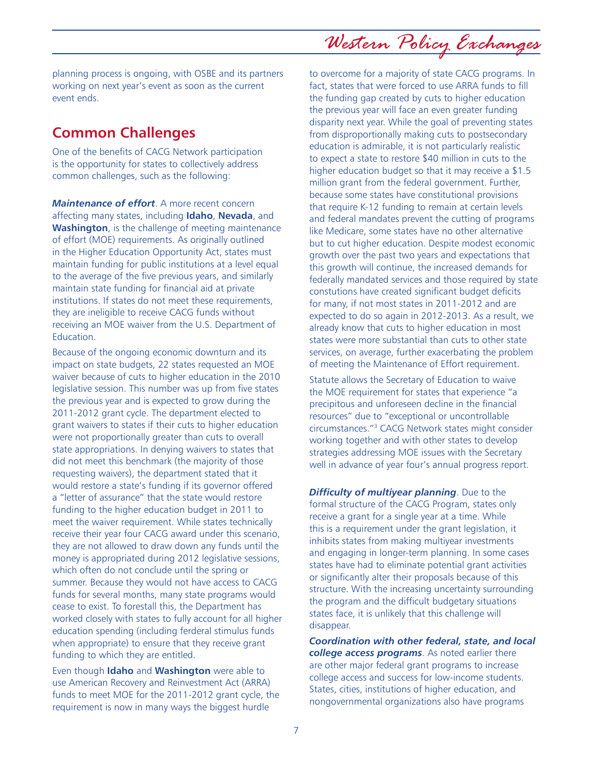planning process is ongoing, with OSBE and its partners working on next year's event as soon as the current event ends.

## Common Challenges

One of the benefits of CACG Network participation is the opportunity for states to collectively address common challenges, such as the following:

***Maintenance of effort***. A more recent concern affecting many states, including **Idaho**, **Nevada**, and **Washington**, is the challenge of meeting maintenance of effort (MOE) requirements. As originally outlined in the Higher Education Opportunity Act, states must maintain funding for public institutions at a level equal to the average of the five previous years, and similarly maintain state funding for financial aid at private institutions. If states do not meet these requirements, they are ineligible to receive CACG funds without receiving an MOE waiver from the U.S. Department of Education.

Because of the ongoing economic downturn and its impact on state budgets, 22 states requested an MOE waiver because of cuts to higher education in the 2010 legislative session. This number was up from five states the previous year and is expected to grow during the 2011-2012 grant cycle. The department elected to grant waivers to states if their cuts to higher education were not proportionally greater than cuts to overall state appropriations. In denying waivers to states that did not meet this benchmark (the majority of those requesting waivers), the department stated that it would restore a state's funding if its governor offered a "letter of assurance" that the state would restore funding to the higher education budget in 2011 to meet the waiver requirement. While states technically receive their year four CACG award under this scenario, they are not allowed to draw down any funds until the money is appropriated during 2012 legislative sessions, which often do not conclude until the spring or summer. Because they would not have access to CACG funds for several months, many state programs would cease to exist. To forestall this, the Department has worked closely with states to fully account for all higher education spending (including ferderal stimulus funds when appropriate) to ensure that they receive grant funding to which they are entitled.

Even though **Idaho** and **Washington** were able to use American Recovery and Reinvestment Act (ARRA) funds to meet MOE for the 2011-2012 grant cycle, the requirement is now in many ways the biggest hurdle to overcome for a majority of state CACG programs. In fact, states that were forced to use ARRA funds to fill the funding gap created by cuts to higher education the previous year will face an even greater funding disparity next year. While the goal of preventing states from disproportionally making cuts to postsecondary education is admirable, it is not particularly realistic to expect a state to restore $40 million in cuts to the higher education budget so that it may receive a $1.5 million grant from the federal government. Further, because some states have constitutional provisions that require K-12 funding to remain at certain levels and federal mandates prevent the cutting of programs like Medicare, some states have no other alternative but to cut higher education. Despite modest economic growth over the past two years and expectations that this growth will continue, the increased demands for federally mandated services and those required by state constutions have created significant budget deficits for many, if not most states in 2011-2012 and are expected to do so again in 2012-2013. As a result, we already know that cuts to higher education in most states were more substantial than cuts to other state services, on average, further exacerbating the problem of meeting the Maintenance of Effort requirement.

Statute allows the Secretary of Education to waive the MOE requirement for states that experience "a precipitous and unforeseen decline in the financial resources" due to "exceptional or uncontrollable circumstances."[3] CACG Network states might consider working together and with other states to develop strategies addressing MOE issues with the Secretary well in advance of year four's annual progress report.

***Difficulty of multiyear planning***. Due to the formal structure of the CACG Program, states only receive a grant for a single year at a time. While this is a requirement under the grant legislation, it inhibits states from making multiyear investments and engaging in longer-term planning. In some cases states have had to eliminate potential grant activities or significantly alter their proposals because of this structure. With the increasing uncertainty surrounding the program and the difficult budgetary situations states face, it is unlikely that this challenge will disappear.

***Coordination with other federal, state, and local college access programs***. As noted earlier there are other major federal grant programs to increase college access and success for low-income students. States, cities, institutions of higher education, and nongovernmental organizations also have programs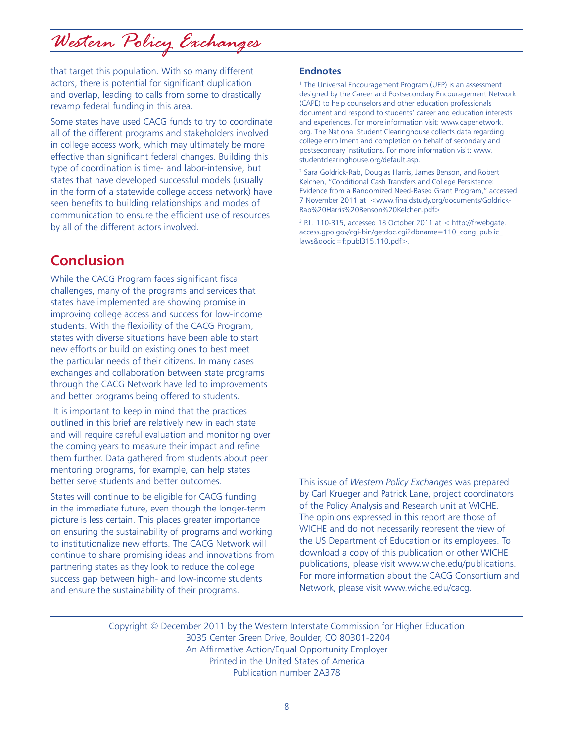that target this population. With so many different actors, there is potential for significant duplication and overlap, leading to calls from some to drastically revamp federal funding in this area.

Some states have used CACG funds to try to coordinate all of the different programs and stakeholders involved in college access work, which may ultimately be more effective than significant federal changes. Building this type of coordination is time- and labor-intensive, but states that have developed successful models (usually in the form of a statewide college access network) have seen benefits to building relationships and modes of communication to ensure the efficient use of resources by all of the different actors involved.

## Conclusion

While the CACG Program faces significant fiscal challenges, many of the programs and services that states have implemented are showing promise in improving college access and success for low-income students. With the flexibility of the CACG Program, states with diverse situations have been able to start new efforts or build on existing ones to best meet the particular needs of their citizens. In many cases exchanges and collaboration between state programs through the CACG Network have led to improvements and better programs being offered to students.

It is important to keep in mind that the practices outlined in this brief are relatively new in each state and will require careful evaluation and monitoring over the coming years to measure their impact and refine them further. Data gathered from students about peer mentoring programs, for example, can help states better serve students and better outcomes.

States will continue to be eligible for CACG funding in the immediate future, even though the longer-term picture is less certain. This places greater importance on ensuring the sustainability of programs and working to institutionalize new efforts. The CACG Network will continue to share promising ideas and innovations from partnering states as they look to reduce the college success gap between high- and low-income students and ensure the sustainability of their programs.

### Endnotes

[1] The Universal Encouragement Program (UEP) is an assessment designed by the Career and Postsecondary Encouragement Network (CAPE) to help counselors and other education professionals document and respond to students' career and education interests and experiences. For more information visit: www.capenetwork.org. The National Student Clearinghouse collects data regarding college enrollment and completion on behalf of secondary and postsecondary institutions. For more information visit: www.studentclearinghouse.org/default.asp.

[2] Sara Goldrick-Rab, Douglas Harris, James Benson, and Robert Kelchen, "Conditional Cash Transfers and College Persistence: Evidence from a Randomized Need-Based Grant Program," accessed 7 November 2011 at <www.finaidstudy.org/documents/Goldrick-Rab%20Harris%20Benson%20Kelchen.pdf>

[3] P.L. 110-315, accessed 18 October 2011 at < http://frwebgate.access.gpo.gov/cgi-bin/getdoc.cgi?dbname=110_cong_public_laws&docid=f:publ315.110.pdf>.

This issue of *Western Policy Exchanges* was prepared by Carl Krueger and Patrick Lane, project coordinators of the Policy Analysis and Research unit at WICHE. The opinions expressed in this report are those of WICHE and do not necessarily represent the view of the US Department of Education or its employees. To download a copy of this publication or other WICHE publications, please visit www.wiche.edu/publications. For more information about the CACG Consortium and Network, please visit www.wiche.edu/cacg.

Copyright © December 2011 by the Western Interstate Commission for Higher Education
3035 Center Green Drive, Boulder, CO 80301-2204
An Affirmative Action/Equal Opportunity Employer
Printed in the United States of America
Publication number 2A378